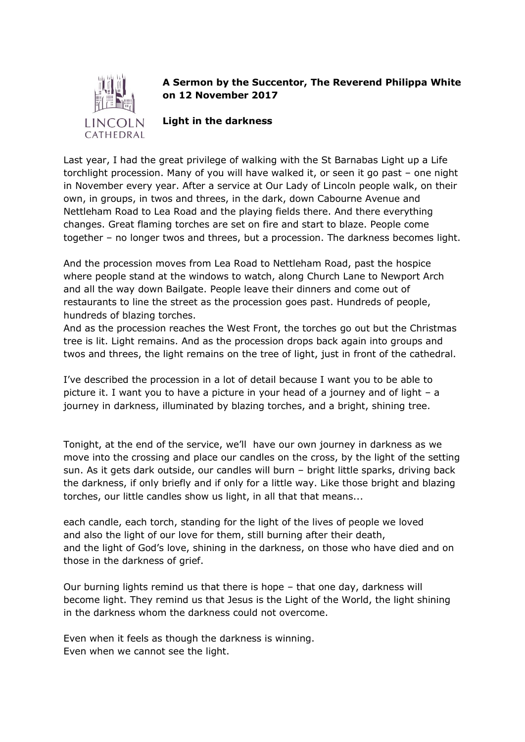**A Sermon by the Succentor, The Reverend Philippa White on 12 November 2017**

**Light in the darkness**

Last year, I had the great privilege of walking with the St Barnabas Light up a Life torchlight procession. Many of you will have walked it, or seen it go past – one night in November every year. After a service at Our Lady of Lincoln people walk, on their own, in groups, in twos and threes, in the dark, down Cabourne Avenue and Nettleham Road to Lea Road and the playing fields there. And there everything changes. Great flaming torches are set on fire and start to blaze. People come together – no longer twos and threes, but a procession. The darkness becomes light.

And the procession moves from Lea Road to Nettleham Road, past the hospice where people stand at the windows to watch, along Church Lane to Newport Arch and all the way down Bailgate. People leave their dinners and come out of restaurants to line the street as the procession goes past. Hundreds of people, hundreds of blazing torches.

And as the procession reaches the West Front, the torches go out but the Christmas tree is lit. Light remains. And as the procession drops back again into groups and twos and threes, the light remains on the tree of light, just in front of the cathedral.

I've described the procession in a lot of detail because I want you to be able to picture it. I want you to have a picture in your head of a journey and of light – a journey in darkness, illuminated by blazing torches, and a bright, shining tree.

Tonight, at the end of the service, we'll have our own journey in darkness as we move into the crossing and place our candles on the cross, by the light of the setting sun. As it gets dark outside, our candles will burn – bright little sparks, driving back the darkness, if only briefly and if only for a little way. Like those bright and blazing torches, our little candles show us light, in all that that means...

each candle, each torch, standing for the light of the lives of people we loved
and also the light of our love for them, still burning after their death,
and the light of God's love, shining in the darkness, on those who have died and on those in the darkness of grief.

Our burning lights remind us that there is hope – that one day, darkness will become light. They remind us that Jesus is the Light of the World, the light shining in the darkness whom the darkness could not overcome.

Even when it feels as though the darkness is winning.
Even when we cannot see the light.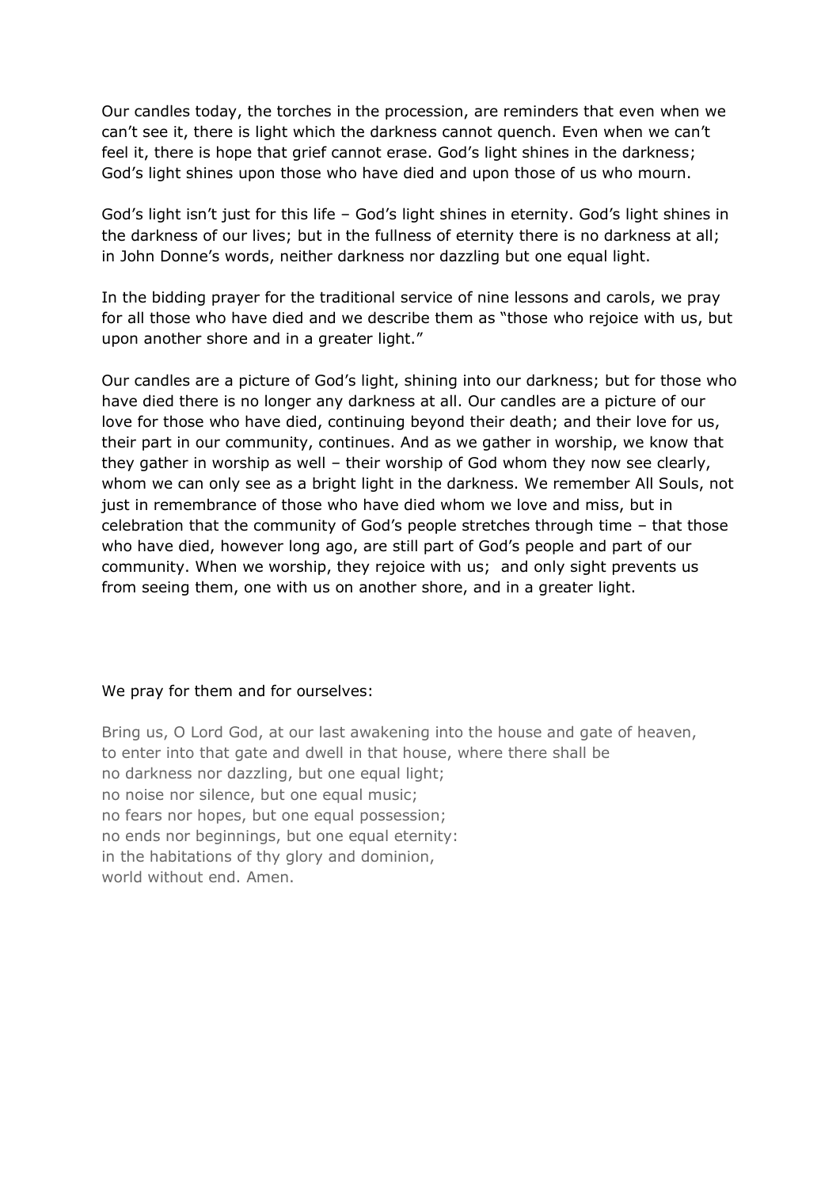Our candles today, the torches in the procession, are reminders that even when we can't see it, there is light which the darkness cannot quench. Even when we can't feel it, there is hope that grief cannot erase. God's light shines in the darkness; God's light shines upon those who have died and upon those of us who mourn.

God's light isn't just for this life – God's light shines in eternity. God's light shines in the darkness of our lives; but in the fullness of eternity there is no darkness at all; in John Donne's words, neither darkness nor dazzling but one equal light.

In the bidding prayer for the traditional service of nine lessons and carols, we pray for all those who have died and we describe them as "those who rejoice with us, but upon another shore and in a greater light."

Our candles are a picture of God's light, shining into our darkness; but for those who have died there is no longer any darkness at all. Our candles are a picture of our love for those who have died, continuing beyond their death; and their love for us, their part in our community, continues. And as we gather in worship, we know that they gather in worship as well – their worship of God whom they now see clearly, whom we can only see as a bright light in the darkness. We remember All Souls, not just in remembrance of those who have died whom we love and miss, but in celebration that the community of God's people stretches through time – that those who have died, however long ago, are still part of God's people and part of our community. When we worship, they rejoice with us; and only sight prevents us from seeing them, one with us on another shore, and in a greater light.

We pray for them and for ourselves:

Bring us, O Lord God, at our last awakening into the house and gate of heaven,
to enter into that gate and dwell in that house, where there shall be
no darkness nor dazzling, but one equal light;
no noise nor silence, but one equal music;
no fears nor hopes, but one equal possession;
no ends nor beginnings, but one equal eternity:
in the habitations of thy glory and dominion,
world without end. Amen.